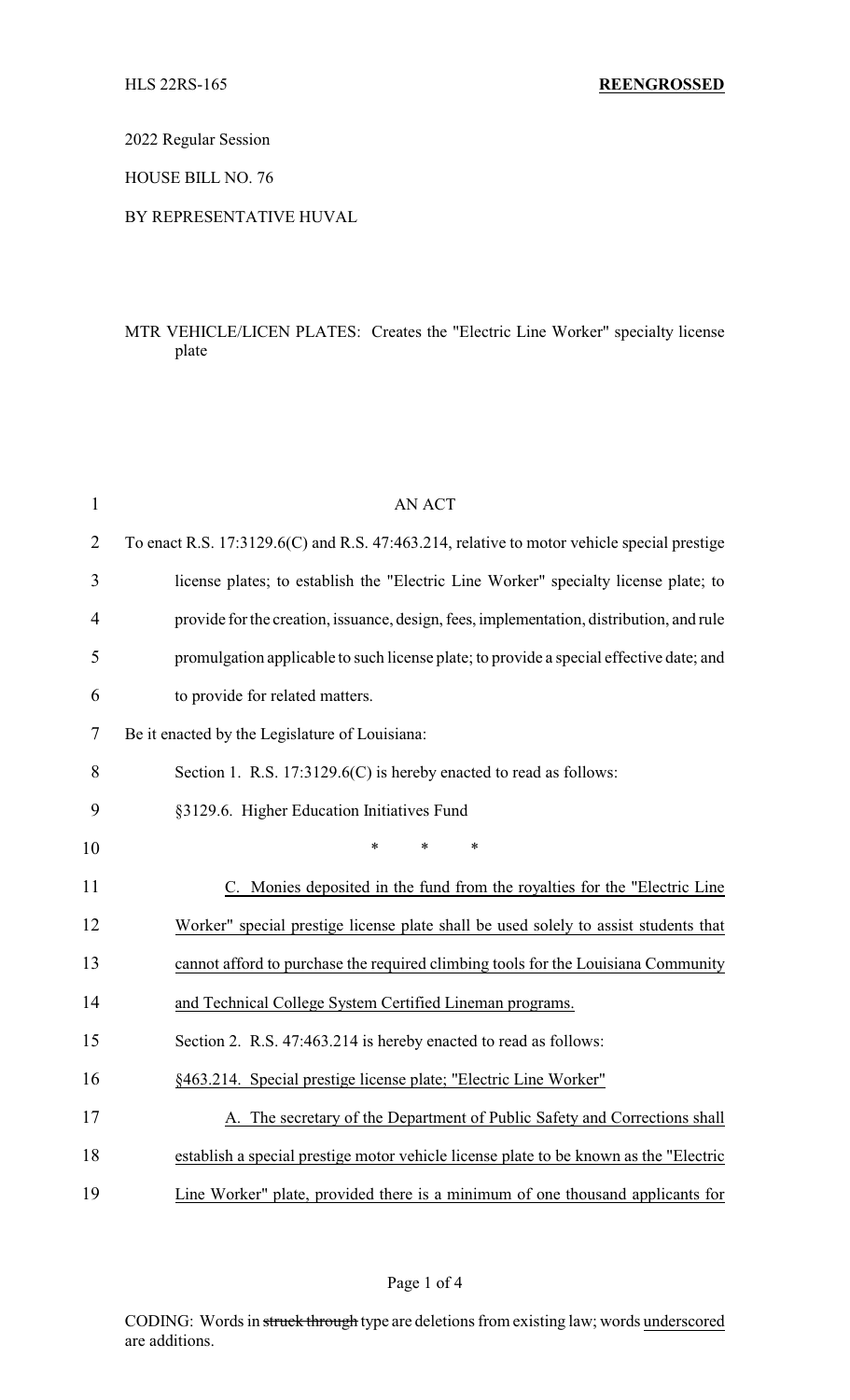HLS 22RS-165 **REENGROSSED**

2022 Regular Session

HOUSE BILL NO. 76

BY REPRESENTATIVE HUVAL

MTR VEHICLE/LICEN PLATES: Creates the "Electric Line Worker" specialty license plate

AN ACT

To enact R.S. 17:3129.6(C) and R.S. 47:463.214, relative to motor vehicle special prestige license plates; to establish the "Electric Line Worker" specialty license plate; to provide for the creation, issuance, design, fees, implementation, distribution, and rule promulgation applicable to such license plate; to provide a special effective date; and to provide for related matters.

Be it enacted by the Legislature of Louisiana:

Section 1. R.S. 17:3129.6(C) is hereby enacted to read as follows:

§3129.6. Higher Education Initiatives Fund

\* \* \*

<u>C. Monies deposited in the fund from the royalties for the "Electric Line Worker" special prestige license plate shall be used solely to assist students that cannot afford to purchase the required climbing tools for the Louisiana Community and Technical College System Certified Lineman programs.</u>

Section 2. R.S. 47:463.214 is hereby enacted to read as follows:

<u>§463.214. Special prestige license plate; "Electric Line Worker"</u>

<u>A. The secretary of the Department of Public Safety and Corrections shall establish a special prestige motor vehicle license plate to be known as the "Electric Line Worker" plate, provided there is a minimum of one thousand applicants for</u>

CODING: Words in ~~struck through~~ type are deletions from existing law; words <u>underscored</u> are additions.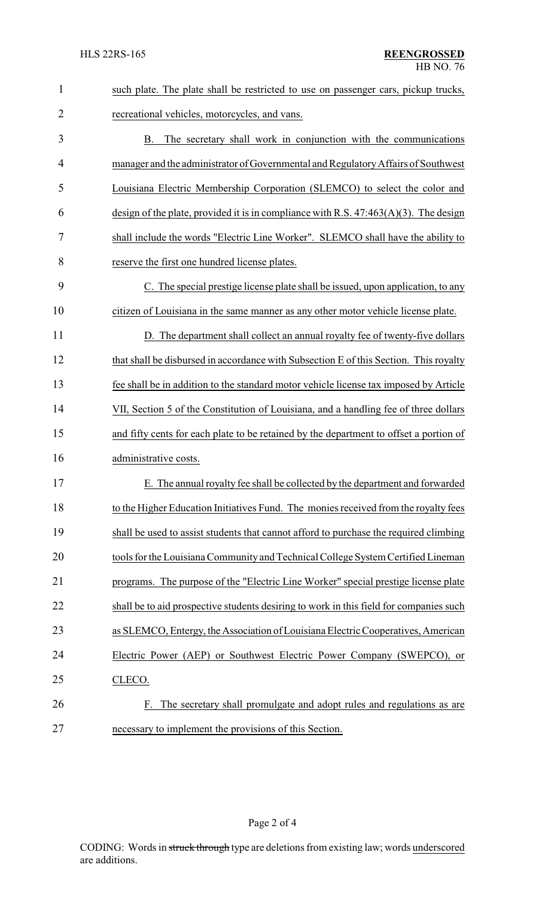such plate. The plate shall be restricted to use on passenger cars, pickup trucks, recreational vehicles, motorcycles, and vans.

B. The secretary shall work in conjunction with the communications manager and the administrator of Governmental and Regulatory Affairs of Southwest Louisiana Electric Membership Corporation (SLEMCO) to select the color and design of the plate, provided it is in compliance with R.S. 47:463(A)(3). The design shall include the words "Electric Line Worker". SLEMCO shall have the ability to reserve the first one hundred license plates.

C. The special prestige license plate shall be issued, upon application, to any citizen of Louisiana in the same manner as any other motor vehicle license plate.

D. The department shall collect an annual royalty fee of twenty-five dollars that shall be disbursed in accordance with Subsection E of this Section. This royalty fee shall be in addition to the standard motor vehicle license tax imposed by Article VII, Section 5 of the Constitution of Louisiana, and a handling fee of three dollars and fifty cents for each plate to be retained by the department to offset a portion of administrative costs.

E. The annual royalty fee shall be collected by the department and forwarded to the Higher Education Initiatives Fund. The monies received from the royalty fees shall be used to assist students that cannot afford to purchase the required climbing tools for the Louisiana Community and Technical College System Certified Lineman programs. The purpose of the "Electric Line Worker" special prestige license plate shall be to aid prospective students desiring to work in this field for companies such as SLEMCO, Entergy, the Association of Louisiana Electric Cooperatives, American Electric Power (AEP) or Southwest Electric Power Company (SWEPCO), or CLECO.

F. The secretary shall promulgate and adopt rules and regulations as are necessary to implement the provisions of this Section.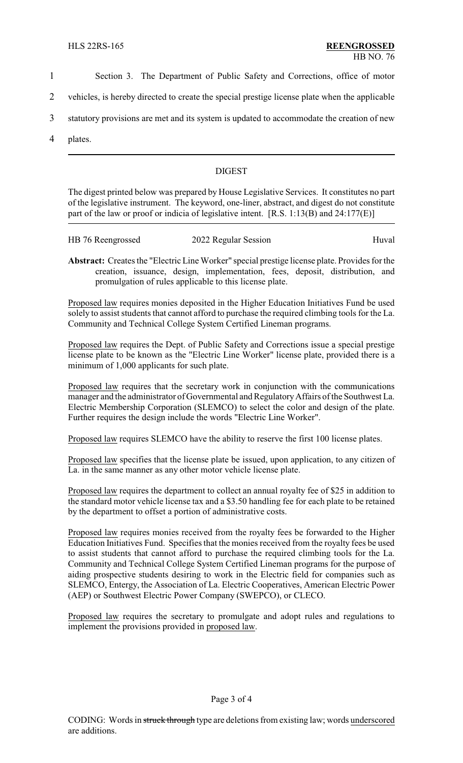Section 3. The Department of Public Safety and Corrections, office of motor vehicles, is hereby directed to create the special prestige license plate when the applicable statutory provisions are met and its system is updated to accommodate the creation of new plates.

## DIGEST

The digest printed below was prepared by House Legislative Services. It constitutes no part of the legislative instrument. The keyword, one-liner, abstract, and digest do not constitute part of the law or proof or indicia of legislative intent. [R.S. 1:13(B) and 24:177(E)]

HB 76 Reengrossed — 2022 Regular Session — Huval

**Abstract:** Creates the "Electric Line Worker" special prestige license plate. Provides for the creation, issuance, design, implementation, fees, deposit, distribution, and promulgation of rules applicable to this license plate.

Proposed law requires monies deposited in the Higher Education Initiatives Fund be used solely to assist students that cannot afford to purchase the required climbing tools for the La. Community and Technical College System Certified Lineman programs.

Proposed law requires the Dept. of Public Safety and Corrections issue a special prestige license plate to be known as the "Electric Line Worker" license plate, provided there is a minimum of 1,000 applicants for such plate.

Proposed law requires that the secretary work in conjunction with the communications manager and the administrator of Governmental and Regulatory Affairs of the Southwest La. Electric Membership Corporation (SLEMCO) to select the color and design of the plate. Further requires the design include the words "Electric Line Worker".

Proposed law requires SLEMCO have the ability to reserve the first 100 license plates.

Proposed law specifies that the license plate be issued, upon application, to any citizen of La. in the same manner as any other motor vehicle license plate.

Proposed law requires the department to collect an annual royalty fee of $25 in addition to the standard motor vehicle license tax and a $3.50 handling fee for each plate to be retained by the department to offset a portion of administrative costs.

Proposed law requires monies received from the royalty fees be forwarded to the Higher Education Initiatives Fund. Specifies that the monies received from the royalty fees be used to assist students that cannot afford to purchase the required climbing tools for the La. Community and Technical College System Certified Lineman programs for the purpose of aiding prospective students desiring to work in the Electric field for companies such as SLEMCO, Entergy, the Association of La. Electric Cooperatives, American Electric Power (AEP) or Southwest Electric Power Company (SWEPCO), or CLECO.

Proposed law requires the secretary to promulgate and adopt rules and regulations to implement the provisions provided in proposed law.

CODING: Words in ~~struck through~~ type are deletions from existing law; words underscored are additions.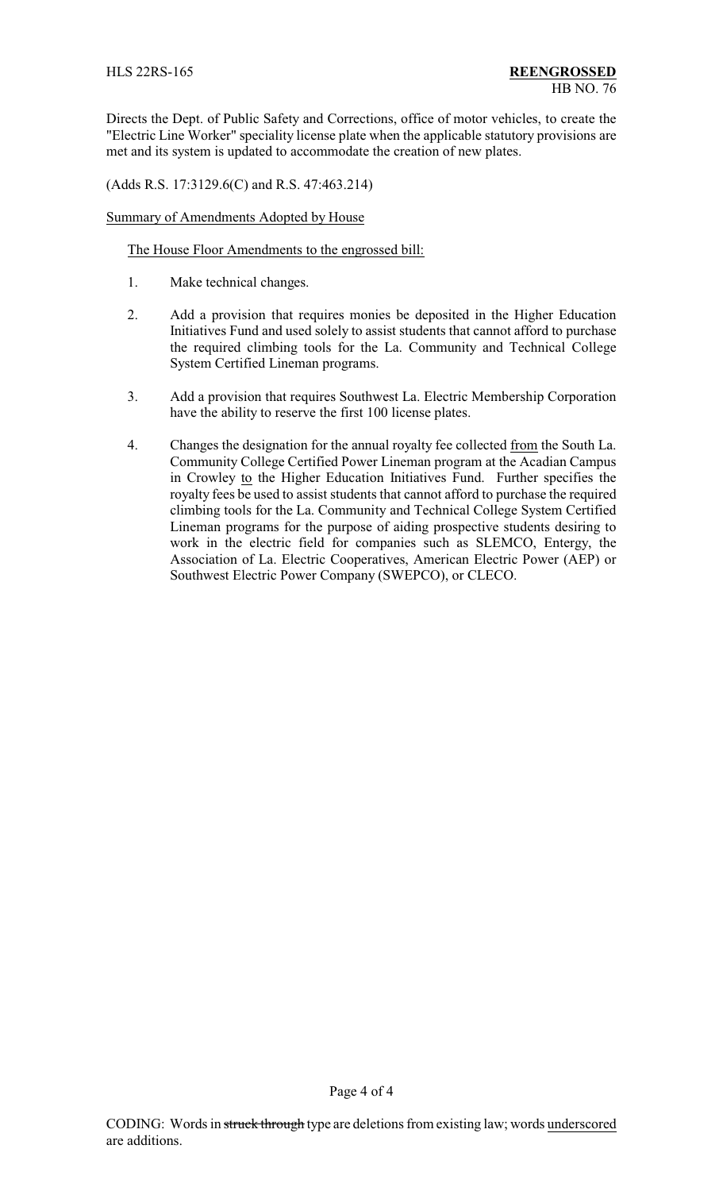Directs the Dept. of Public Safety and Corrections, office of motor vehicles, to create the "Electric Line Worker" speciality license plate when the applicable statutory provisions are met and its system is updated to accommodate the creation of new plates.

(Adds R.S. 17:3129.6(C) and R.S. 47:463.214)

<u>Summary of Amendments Adopted by House</u>

<u>The House Floor Amendments to the engrossed bill:</u>

1. Make technical changes.

2. Add a provision that requires monies be deposited in the Higher Education Initiatives Fund and used solely to assist students that cannot afford to purchase the required climbing tools for the La. Community and Technical College System Certified Lineman programs.

3. Add a provision that requires Southwest La. Electric Membership Corporation have the ability to reserve the first 100 license plates.

4. Changes the designation for the annual royalty fee collected <u>from</u> the South La. Community College Certified Power Lineman program at the Acadian Campus in Crowley <u>to</u> the Higher Education Initiatives Fund. Further specifies the royalty fees be used to assist students that cannot afford to purchase the required climbing tools for the La. Community and Technical College System Certified Lineman programs for the purpose of aiding prospective students desiring to work in the electric field for companies such as SLEMCO, Entergy, the Association of La. Electric Cooperatives, American Electric Power (AEP) or Southwest Electric Power Company (SWEPCO), or CLECO.

CODING: Words in ~~struck through~~ type are deletions from existing law; words <u>underscored</u> are additions.